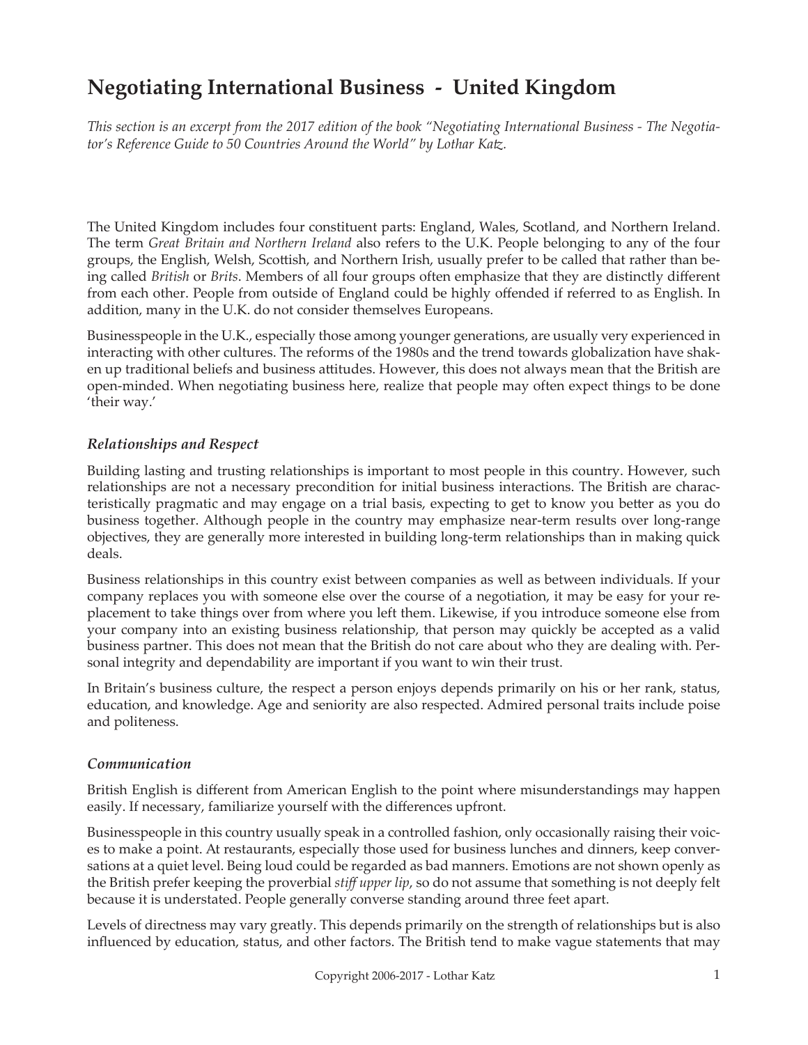# Negotiating International Business - United Kingdom

*This section is an excerpt from the 2017 edition of the book "Negotiating International Business - The Negotiator's Reference Guide to 50 Countries Around the World" by Lothar Katz.*

The United Kingdom includes four constituent parts: England, Wales, Scotland, and Northern Ireland. The term *Great Britain and Northern Ireland* also refers to the U.K. People belonging to any of the four groups, the English, Welsh, Scottish, and Northern Irish, usually prefer to be called that rather than being called *British* or *Brits*. Members of all four groups often emphasize that they are distinctly different from each other. People from outside of England could be highly offended if referred to as English. In addition, many in the U.K. do not consider themselves Europeans.

Businesspeople in the U.K., especially those among younger generations, are usually very experienced in interacting with other cultures. The reforms of the 1980s and the trend towards globalization have shaken up traditional beliefs and business attitudes. However, this does not always mean that the British are open-minded. When negotiating business here, realize that people may often expect things to be done 'their way.'

### *Relationships and Respect*

Building lasting and trusting relationships is important to most people in this country. However, such relationships are not a necessary precondition for initial business interactions. The British are characteristically pragmatic and may engage on a trial basis, expecting to get to know you better as you do business together. Although people in the country may emphasize near-term results over long-range objectives, they are generally more interested in building long-term relationships than in making quick deals.

Business relationships in this country exist between companies as well as between individuals. If your company replaces you with someone else over the course of a negotiation, it may be easy for your replacement to take things over from where you left them. Likewise, if you introduce someone else from your company into an existing business relationship, that person may quickly be accepted as a valid business partner. This does not mean that the British do not care about who they are dealing with. Personal integrity and dependability are important if you want to win their trust.

In Britain's business culture, the respect a person enjoys depends primarily on his or her rank, status, education, and knowledge. Age and seniority are also respected. Admired personal traits include poise and politeness.

### *Communication*

British English is different from American English to the point where misunderstandings may happen easily. If necessary, familiarize yourself with the differences upfront.

Businesspeople in this country usually speak in a controlled fashion, only occasionally raising their voices to make a point. At restaurants, especially those used for business lunches and dinners, keep conversations at a quiet level. Being loud could be regarded as bad manners. Emotions are not shown openly as the British prefer keeping the proverbial *stiff upper lip*, so do not assume that something is not deeply felt because it is understated. People generally converse standing around three feet apart.

Levels of directness may vary greatly. This depends primarily on the strength of relationships but is also influenced by education, status, and other factors. The British tend to make vague statements that may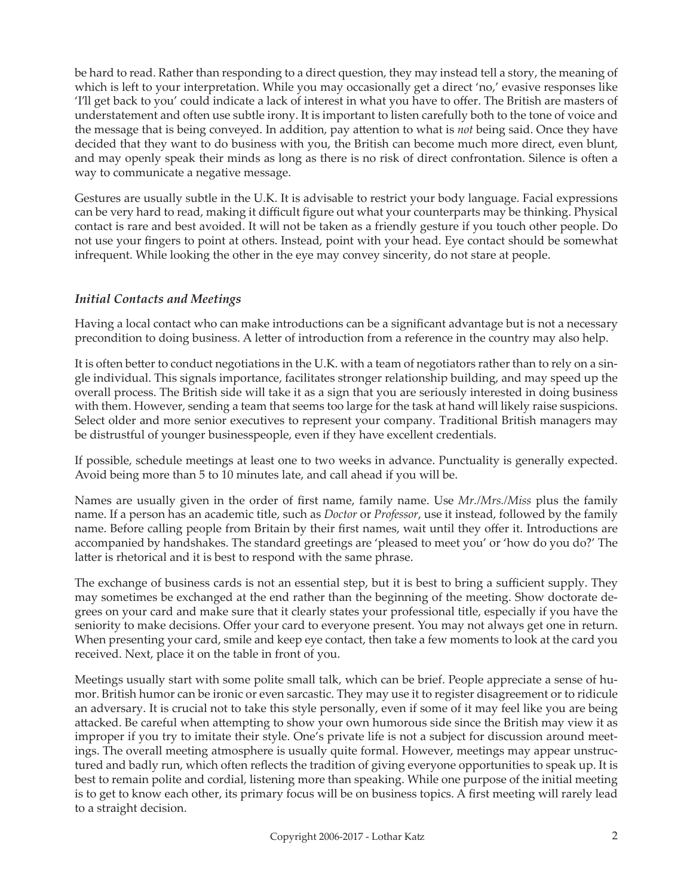be hard to read. Rather than responding to a direct question, they may instead tell a story, the meaning of which is left to your interpretation. While you may occasionally get a direct 'no,' evasive responses like 'I'll get back to you' could indicate a lack of interest in what you have to offer. The British are masters of understatement and often use subtle irony. It is important to listen carefully both to the tone of voice and the message that is being conveyed. In addition, pay attention to what is *not* being said. Once they have decided that they want to do business with you, the British can become much more direct, even blunt, and may openly speak their minds as long as there is no risk of direct confrontation. Silence is often a way to communicate a negative message.

Gestures are usually subtle in the U.K. It is advisable to restrict your body language. Facial expressions can be very hard to read, making it difficult figure out what your counterparts may be thinking. Physical contact is rare and best avoided. It will not be taken as a friendly gesture if you touch other people. Do not use your fingers to point at others. Instead, point with your head. Eye contact should be somewhat infrequent. While looking the other in the eye may convey sincerity, do not stare at people.

### *Initial Contacts and Meetings*

Having a local contact who can make introductions can be a significant advantage but is not a necessary precondition to doing business. A letter of introduction from a reference in the country may also help.

It is often better to conduct negotiations in the U.K. with a team of negotiators rather than to rely on a single individual. This signals importance, facilitates stronger relationship building, and may speed up the overall process. The British side will take it as a sign that you are seriously interested in doing business with them. However, sending a team that seems too large for the task at hand will likely raise suspicions. Select older and more senior executives to represent your company. Traditional British managers may be distrustful of younger businesspeople, even if they have excellent credentials.

If possible, schedule meetings at least one to two weeks in advance. Punctuality is generally expected. Avoid being more than 5 to 10 minutes late, and call ahead if you will be.

Names are usually given in the order of first name, family name. Use *Mr./Mrs./Miss* plus the family name. If a person has an academic title, such as *Doctor* or *Professor*, use it instead, followed by the family name. Before calling people from Britain by their first names, wait until they offer it. Introductions are accompanied by handshakes. The standard greetings are 'pleased to meet you' or 'how do you do?' The latter is rhetorical and it is best to respond with the same phrase.

The exchange of business cards is not an essential step, but it is best to bring a sufficient supply. They may sometimes be exchanged at the end rather than the beginning of the meeting. Show doctorate degrees on your card and make sure that it clearly states your professional title, especially if you have the seniority to make decisions. Offer your card to everyone present. You may not always get one in return. When presenting your card, smile and keep eye contact, then take a few moments to look at the card you received. Next, place it on the table in front of you.

Meetings usually start with some polite small talk, which can be brief. People appreciate a sense of humor. British humor can be ironic or even sarcastic. They may use it to register disagreement or to ridicule an adversary. It is crucial not to take this style personally, even if some of it may feel like you are being attacked. Be careful when attempting to show your own humorous side since the British may view it as improper if you try to imitate their style. One's private life is not a subject for discussion around meetings. The overall meeting atmosphere is usually quite formal. However, meetings may appear unstructured and badly run, which often reflects the tradition of giving everyone opportunities to speak up. It is best to remain polite and cordial, listening more than speaking. While one purpose of the initial meeting is to get to know each other, its primary focus will be on business topics. A first meeting will rarely lead to a straight decision.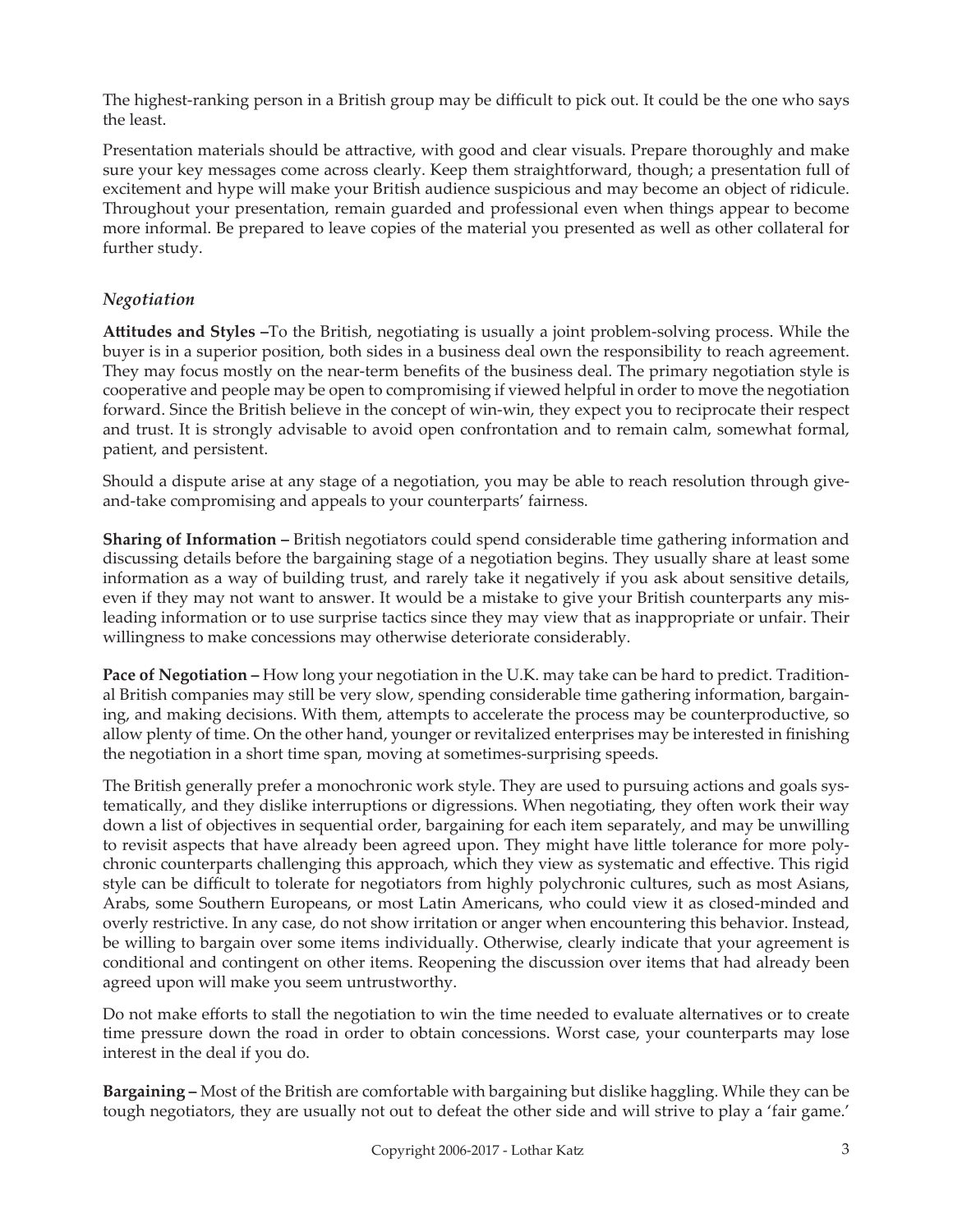The highest-ranking person in a British group may be difficult to pick out. It could be the one who says the least.

Presentation materials should be attractive, with good and clear visuals. Prepare thoroughly and make sure your key messages come across clearly. Keep them straightforward, though; a presentation full of excitement and hype will make your British audience suspicious and may become an object of ridicule. Throughout your presentation, remain guarded and professional even when things appear to become more informal. Be prepared to leave copies of the material you presented as well as other collateral for further study.

### *Negotiation*

**Attitudes and Styles –**To the British, negotiating is usually a joint problem-solving process. While the buyer is in a superior position, both sides in a business deal own the responsibility to reach agreement. They may focus mostly on the near-term benefits of the business deal. The primary negotiation style is cooperative and people may be open to compromising if viewed helpful in order to move the negotiation forward. Since the British believe in the concept of win-win, they expect you to reciprocate their respect and trust. It is strongly advisable to avoid open confrontation and to remain calm, somewhat formal, patient, and persistent.

Should a dispute arise at any stage of a negotiation, you may be able to reach resolution through give-and-take compromising and appeals to your counterparts' fairness.

**Sharing of Information –** British negotiators could spend considerable time gathering information and discussing details before the bargaining stage of a negotiation begins. They usually share at least some information as a way of building trust, and rarely take it negatively if you ask about sensitive details, even if they may not want to answer. It would be a mistake to give your British counterparts any misleading information or to use surprise tactics since they may view that as inappropriate or unfair. Their willingness to make concessions may otherwise deteriorate considerably.

**Pace of Negotiation –** How long your negotiation in the U.K. may take can be hard to predict. Traditional British companies may still be very slow, spending considerable time gathering information, bargaining, and making decisions. With them, attempts to accelerate the process may be counterproductive, so allow plenty of time. On the other hand, younger or revitalized enterprises may be interested in finishing the negotiation in a short time span, moving at sometimes-surprising speeds.

The British generally prefer a monochronic work style. They are used to pursuing actions and goals systematically, and they dislike interruptions or digressions. When negotiating, they often work their way down a list of objectives in sequential order, bargaining for each item separately, and may be unwilling to revisit aspects that have already been agreed upon. They might have little tolerance for more polychronic counterparts challenging this approach, which they view as systematic and effective. This rigid style can be difficult to tolerate for negotiators from highly polychronic cultures, such as most Asians, Arabs, some Southern Europeans, or most Latin Americans, who could view it as closed-minded and overly restrictive. In any case, do not show irritation or anger when encountering this behavior. Instead, be willing to bargain over some items individually. Otherwise, clearly indicate that your agreement is conditional and contingent on other items. Reopening the discussion over items that had already been agreed upon will make you seem untrustworthy.

Do not make efforts to stall the negotiation to win the time needed to evaluate alternatives or to create time pressure down the road in order to obtain concessions. Worst case, your counterparts may lose interest in the deal if you do.

**Bargaining –** Most of the British are comfortable with bargaining but dislike haggling. While they can be tough negotiators, they are usually not out to defeat the other side and will strive to play a 'fair game.'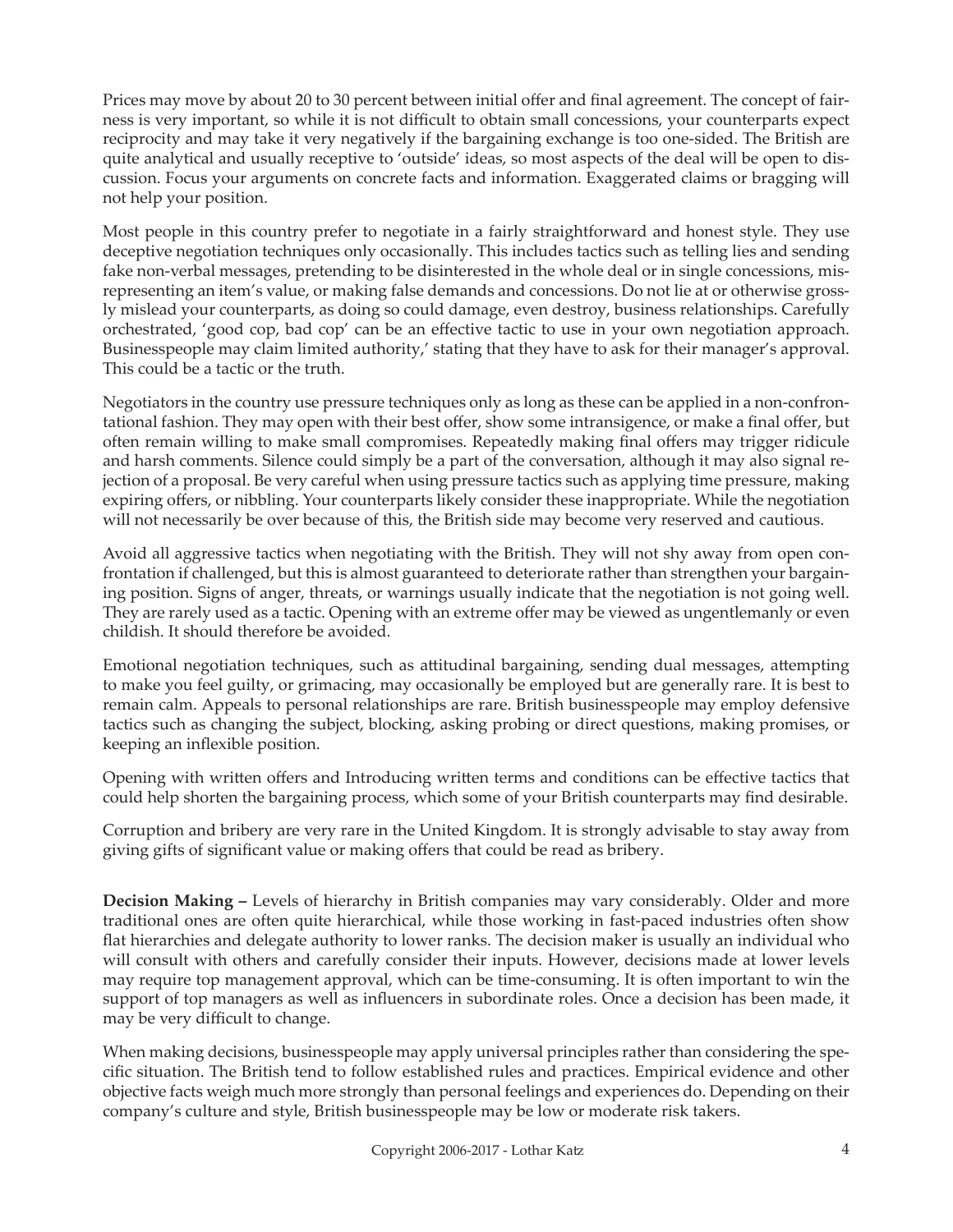Prices may move by about 20 to 30 percent between initial offer and final agreement. The concept of fairness is very important, so while it is not difficult to obtain small concessions, your counterparts expect reciprocity and may take it very negatively if the bargaining exchange is too one-sided. The British are quite analytical and usually receptive to 'outside' ideas, so most aspects of the deal will be open to discussion. Focus your arguments on concrete facts and information. Exaggerated claims or bragging will not help your position.

Most people in this country prefer to negotiate in a fairly straightforward and honest style. They use deceptive negotiation techniques only occasionally. This includes tactics such as telling lies and sending fake non-verbal messages, pretending to be disinterested in the whole deal or in single concessions, misrepresenting an item's value, or making false demands and concessions. Do not lie at or otherwise grossly mislead your counterparts, as doing so could damage, even destroy, business relationships. Carefully orchestrated, 'good cop, bad cop' can be an effective tactic to use in your own negotiation approach. Businesspeople may claim limited authority,' stating that they have to ask for their manager's approval. This could be a tactic or the truth.

Negotiators in the country use pressure techniques only as long as these can be applied in a non-confrontational fashion. They may open with their best offer, show some intransigence, or make a final offer, but often remain willing to make small compromises. Repeatedly making final offers may trigger ridicule and harsh comments. Silence could simply be a part of the conversation, although it may also signal rejection of a proposal. Be very careful when using pressure tactics such as applying time pressure, making expiring offers, or nibbling. Your counterparts likely consider these inappropriate. While the negotiation will not necessarily be over because of this, the British side may become very reserved and cautious.

Avoid all aggressive tactics when negotiating with the British. They will not shy away from open confrontation if challenged, but this is almost guaranteed to deteriorate rather than strengthen your bargaining position. Signs of anger, threats, or warnings usually indicate that the negotiation is not going well. They are rarely used as a tactic. Opening with an extreme offer may be viewed as ungentlemanly or even childish. It should therefore be avoided.

Emotional negotiation techniques, such as attitudinal bargaining, sending dual messages, attempting to make you feel guilty, or grimacing, may occasionally be employed but are generally rare. It is best to remain calm. Appeals to personal relationships are rare. British businesspeople may employ defensive tactics such as changing the subject, blocking, asking probing or direct questions, making promises, or keeping an inflexible position.

Opening with written offers and Introducing written terms and conditions can be effective tactics that could help shorten the bargaining process, which some of your British counterparts may find desirable.

Corruption and bribery are very rare in the United Kingdom. It is strongly advisable to stay away from giving gifts of significant value or making offers that could be read as bribery.

**Decision Making –** Levels of hierarchy in British companies may vary considerably. Older and more traditional ones are often quite hierarchical, while those working in fast-paced industries often show flat hierarchies and delegate authority to lower ranks. The decision maker is usually an individual who will consult with others and carefully consider their inputs. However, decisions made at lower levels may require top management approval, which can be time-consuming. It is often important to win the support of top managers as well as influencers in subordinate roles. Once a decision has been made, it may be very difficult to change.

When making decisions, businesspeople may apply universal principles rather than considering the specific situation. The British tend to follow established rules and practices. Empirical evidence and other objective facts weigh much more strongly than personal feelings and experiences do. Depending on their company's culture and style, British businesspeople may be low or moderate risk takers.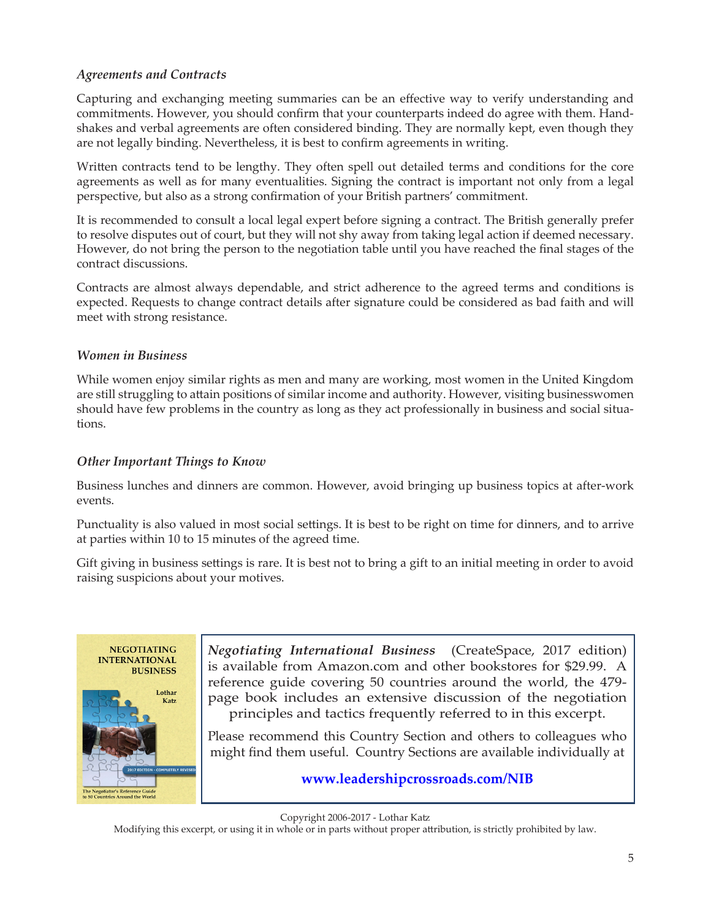### *Agreements and Contracts*

Capturing and exchanging meeting summaries can be an effective way to verify understanding and commitments. However, you should confirm that your counterparts indeed do agree with them. Handshakes and verbal agreements are often considered binding. They are normally kept, even though they are not legally binding. Nevertheless, it is best to confirm agreements in writing.

Written contracts tend to be lengthy. They often spell out detailed terms and conditions for the core agreements as well as for many eventualities. Signing the contract is important not only from a legal perspective, but also as a strong confirmation of your British partners' commitment.

It is recommended to consult a local legal expert before signing a contract. The British generally prefer to resolve disputes out of court, but they will not shy away from taking legal action if deemed necessary. However, do not bring the person to the negotiation table until you have reached the final stages of the contract discussions.

Contracts are almost always dependable, and strict adherence to the agreed terms and conditions is expected. Requests to change contract details after signature could be considered as bad faith and will meet with strong resistance.

### *Women in Business*

While women enjoy similar rights as men and many are working, most women in the United Kingdom are still struggling to attain positions of similar income and authority. However, visiting businesswomen should have few problems in the country as long as they act professionally in business and social situations.

### *Other Important Things to Know*

Business lunches and dinners are common. However, avoid bringing up business topics at after-work events.

Punctuality is also valued in most social settings. It is best to be right on time for dinners, and to arrive at parties within 10 to 15 minutes of the agreed time.

Gift giving in business settings is rare. It is best not to bring a gift to an initial meeting in order to avoid raising suspicions about your motives.

NEGOTIATING INTERNATIONAL BUSINESS

Lothar Katz

2017 EDITION - COMPLETELY REVISED

The Negotiator's Reference Guide to 50 Countries Around the World

*Negotiating International Business* (CreateSpace, 2017 edition) is available from Amazon.com and other bookstores for $29.99. A reference guide covering 50 countries around the world, the 479-page book includes an extensive discussion of the negotiation principles and tactics frequently referred to in this excerpt.

Please recommend this Country Section and others to colleagues who might find them useful. Country Sections are available individually at

**www.leadershipcrossroads.com/NIB**

Copyright 2006-2017 - Lothar Katz

Modifying this excerpt, or using it in whole or in parts without proper attribution, is strictly prohibited by law.